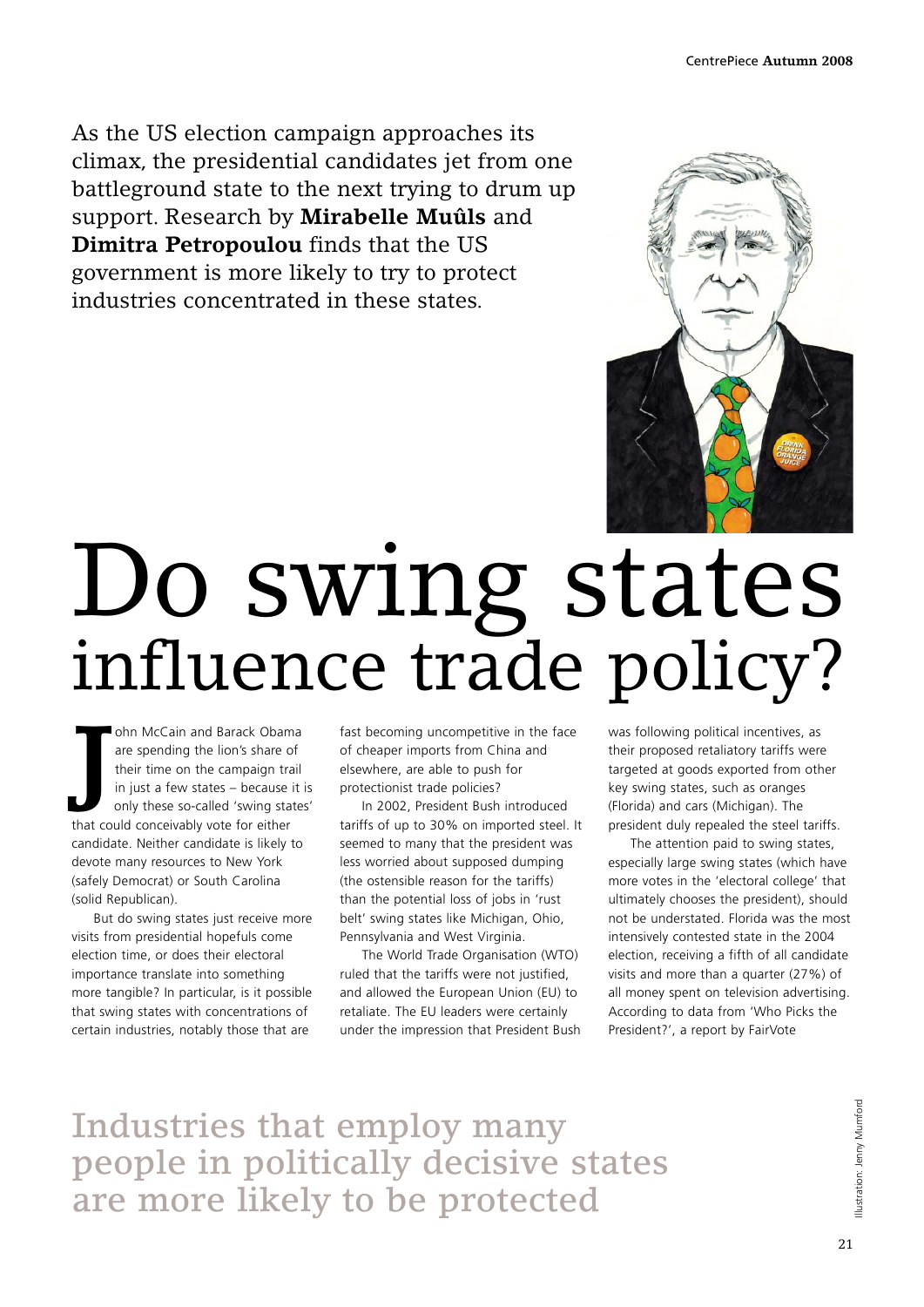As the US election campaign approaches its climax, the presidential candidates jet from one battleground state to the next trying to drum up support. Research by **Mirabelle Muûls** and **Dimitra Petropoulou** finds that the US government is more likely to try to protect industries concentrated in these states.

# Do swing states influence trade policy?

John McCain and Barack Obama are spending the lion's share of their time on the campaign trail in just a few states – because it is only these so-called 'swing states' that could conceivably vote for either candidate. Neither candidate is likely to devote many resources to New York (safely Democrat) or South Carolina (solid Republican).

But do swing states just receive more visits from presidential hopefuls come election time, or does their electoral importance translate into something more tangible? In particular, is it possible that swing states with concentrations of certain industries, notably those that are fast becoming uncompetitive in the face of cheaper imports from China and elsewhere, are able to push for protectionist trade policies?

In 2002, President Bush introduced tariffs of up to 30% on imported steel. It seemed to many that the president was less worried about supposed dumping (the ostensible reason for the tariffs) than the potential loss of jobs in 'rust belt' swing states like Michigan, Ohio, Pennsylvania and West Virginia.

The World Trade Organisation (WTO) ruled that the tariffs were not justified, and allowed the European Union (EU) to retaliate. The EU leaders were certainly under the impression that President Bush was following political incentives, as their proposed retaliatory tariffs were targeted at goods exported from other key swing states, such as oranges (Florida) and cars (Michigan). The president duly repealed the steel tariffs.

The attention paid to swing states, especially large swing states (which have more votes in the 'electoral college' that ultimately chooses the president), should not be understated. Florida was the most intensively contested state in the 2004 election, receiving a fifth of all candidate visits and more than a quarter (27%) of all money spent on television advertising. According to data from 'Who Picks the President?', a report by FairVote

**Industries that employ many people in politically decisive states are more likely to be protected**

Illustration: Jenny Mumford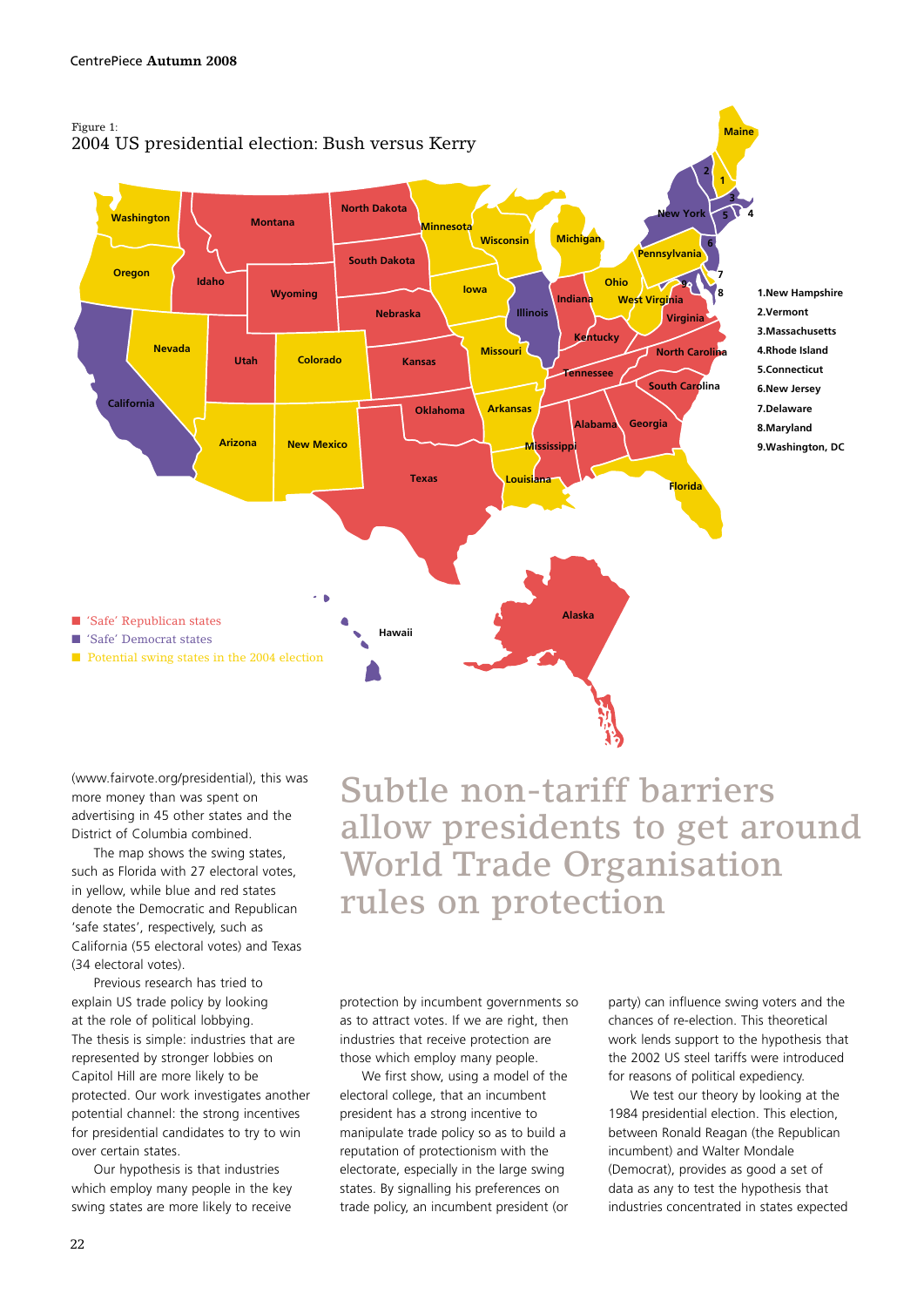Figure 1:
2004 US presidential election: Bush versus Kerry

1. New Hampshire
2. Vermont
3. Massachusetts
4. Rhode Island
5. Connecticut
6. New Jersey
7. Delaware
8. Maryland
9. Washington, DC

■ 'Safe' Republican states
■ 'Safe' Democrat states
■ Potential swing states in the 2004 election

(www.fairvote.org/presidential), this was more money than was spent on advertising in 45 other states and the District of Columbia combined.

The map shows the swing states, such as Florida with 27 electoral votes, in yellow, while blue and red states denote the Democratic and Republican 'safe states', respectively, such as California (55 electoral votes) and Texas (34 electoral votes).

Previous research has tried to explain US trade policy by looking at the role of political lobbying. The thesis is simple: industries that are represented by stronger lobbies on Capitol Hill are more likely to be protected. Our work investigates another potential channel: the strong incentives for presidential candidates to try to win over certain states.

Our hypothesis is that industries which employ many people in the key swing states are more likely to receive protection by incumbent governments so as to attract votes. If we are right, then industries that receive protection are those which employ many people.

## Subtle non-tariff barriers allow presidents to get around World Trade Organisation rules on protection

We first show, using a model of the electoral college, that an incumbent president has a strong incentive to manipulate trade policy so as to build a reputation of protectionism with the electorate, especially in the large swing states. By signalling his preferences on trade policy, an incumbent president (or party) can influence swing voters and the chances of re-election. This theoretical work lends support to the hypothesis that the 2002 US steel tariffs were introduced for reasons of political expediency.

We test our theory by looking at the 1984 presidential election. This election, between Ronald Reagan (the Republican incumbent) and Walter Mondale (Democrat), provides as good a set of data as any to test the hypothesis that industries concentrated in states expected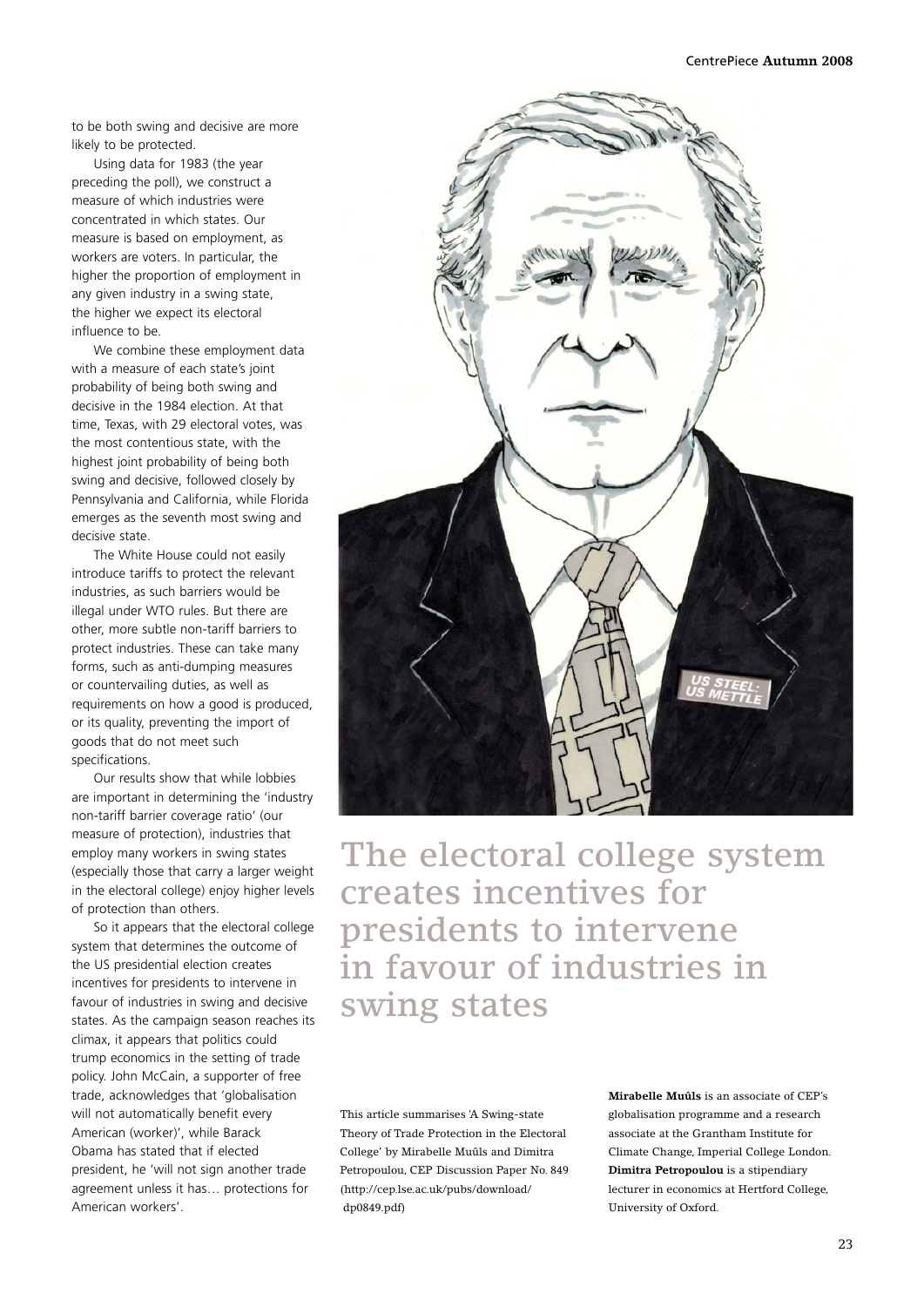to be both swing and decisive are more likely to be protected.

Using data for 1983 (the year preceding the poll), we construct a measure of which industries were concentrated in which states. Our measure is based on employment, as workers are voters. In particular, the higher the proportion of employment in any given industry in a swing state, the higher we expect its electoral influence to be.

We combine these employment data with a measure of each state's joint probability of being both swing and decisive in the 1984 election. At that time, Texas, with 29 electoral votes, was the most contentious state, with the highest joint probability of being both swing and decisive, followed closely by Pennsylvania and California, while Florida emerges as the seventh most swing and decisive state.

The White House could not easily introduce tariffs to protect the relevant industries, as such barriers would be illegal under WTO rules. But there are other, more subtle non-tariff barriers to protect industries. These can take many forms, such as anti-dumping measures or countervailing duties, as well as requirements on how a good is produced, or its quality, preventing the import of goods that do not meet such specifications.

Our results show that while lobbies are important in determining the 'industry non-tariff barrier coverage ratio' (our measure of protection), industries that employ many workers in swing states (especially those that carry a larger weight in the electoral college) enjoy higher levels of protection than others.

So it appears that the electoral college system that determines the outcome of the US presidential election creates incentives for presidents to intervene in favour of industries in swing and decisive states. As the campaign season reaches its climax, it appears that politics could trump economics in the setting of trade policy. John McCain, a supporter of free trade, acknowledges that 'globalisation will not automatically benefit every American (worker)', while Barack Obama has stated that if elected president, he 'will not sign another trade agreement unless it has… protections for American workers'.

## The electoral college system creates incentives for presidents to intervene in favour of industries in swing states

This article summarises 'A Swing-state Theory of Trade Protection in the Electoral College' by Mirabelle Muûls and Dimitra Petropoulou, CEP Discussion Paper No. 849 (http://cep.lse.ac.uk/pubs/download/dp0849.pdf)

**Mirabelle Muûls** is an associate of CEP's globalisation programme and a research associate at the Grantham Institute for Climate Change, Imperial College London. **Dimitra Petropoulou** is a stipendiary lecturer in economics at Hertford College, University of Oxford.